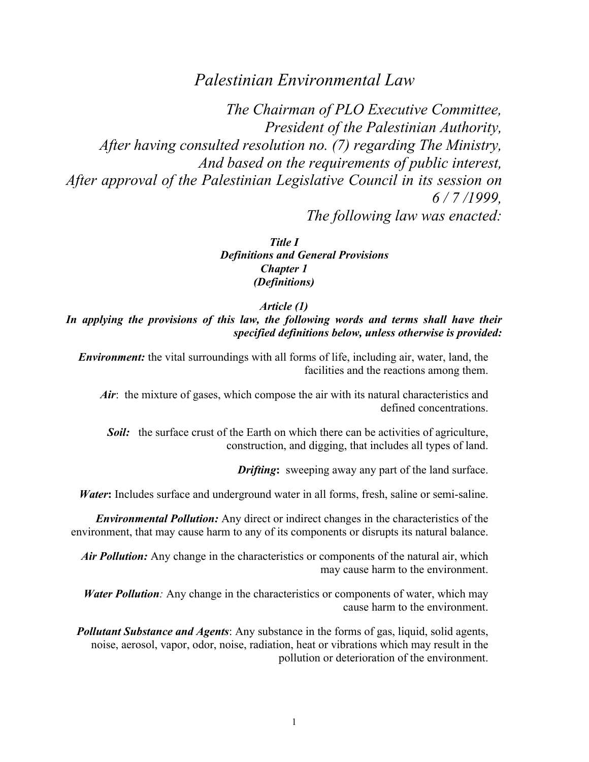# *Palestinian Environmental Law*

*The Chairman of PLO Executive Committee,*
*President of the Palestinian Authority,*
*After having consulted resolution no. (7) regarding The Ministry,*
*And based on the requirements of public interest,*
*After approval of the Palestinian Legislative Council in its session on 6 / 7 /1999,*
*The following law was enacted:*

## ***Title I***
## ***Definitions and General Provisions***
### ***Chapter 1***
### ***(Definitions)***

#### ***Article (1)***

***In applying the provisions of this law, the following words and terms shall have their specified definitions below, unless otherwise is provided:***

***Environment:*** the vital surroundings with all forms of life, including air, water, land, the facilities and the reactions among them.

***Air***: the mixture of gases, which compose the air with its natural characteristics and defined concentrations.

***Soil:*** the surface crust of the Earth on which there can be activities of agriculture, construction, and digging, that includes all types of land.

***Drifting*:** sweeping away any part of the land surface.

***Water*:** Includes surface and underground water in all forms, fresh, saline or semi-saline.

***Environmental Pollution:*** Any direct or indirect changes in the characteristics of the environment, that may cause harm to any of its components or disrupts its natural balance.

***Air Pollution:*** Any change in the characteristics or components of the natural air, which may cause harm to the environment.

***Water Pollution****:* Any change in the characteristics or components of water, which may cause harm to the environment.

***Pollutant Substance and Agents***: Any substance in the forms of gas, liquid, solid agents, noise, aerosol, vapor, odor, noise, radiation, heat or vibrations which may result in the pollution or deterioration of the environment.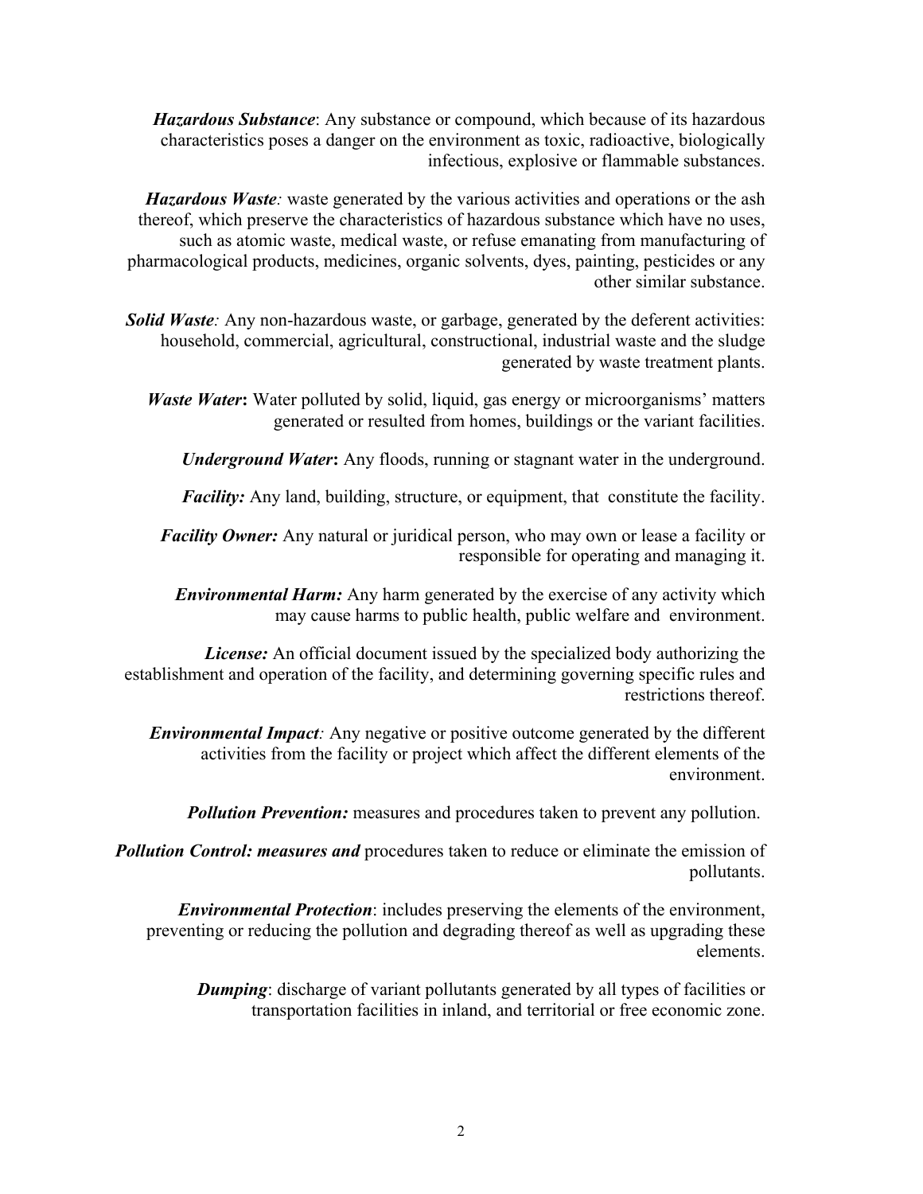***Hazardous Substance***: Any substance or compound, which because of its hazardous characteristics poses a danger on the environment as toxic, radioactive, biologically infectious, explosive or flammable substances.

***Hazardous Waste***: waste generated by the various activities and operations or the ash thereof, which preserve the characteristics of hazardous substance which have no uses, such as atomic waste, medical waste, or refuse emanating from manufacturing of pharmacological products, medicines, organic solvents, dyes, painting, pesticides or any other similar substance.

***Solid Waste***: Any non-hazardous waste, or garbage, generated by the deferent activities: household, commercial, agricultural, constructional, industrial waste and the sludge generated by waste treatment plants.

***Waste Water*****:** Water polluted by solid, liquid, gas energy or microorganisms' matters generated or resulted from homes, buildings or the variant facilities.

***Underground Water*****:** Any floods, running or stagnant water in the underground.

***Facility:*** Any land, building, structure, or equipment, that constitute the facility.

***Facility Owner:*** Any natural or juridical person, who may own or lease a facility or responsible for operating and managing it.

***Environmental Harm:*** Any harm generated by the exercise of any activity which may cause harms to public health, public welfare and environment.

***License:*** An official document issued by the specialized body authorizing the establishment and operation of the facility, and determining governing specific rules and restrictions thereof.

***Environmental Impact***: Any negative or positive outcome generated by the different activities from the facility or project which affect the different elements of the environment.

***Pollution Prevention:*** measures and procedures taken to prevent any pollution.

***Pollution Control: measures and*** procedures taken to reduce or eliminate the emission of pollutants.

***Environmental Protection***: includes preserving the elements of the environment, preventing or reducing the pollution and degrading thereof as well as upgrading these elements.

***Dumping***: discharge of variant pollutants generated by all types of facilities or transportation facilities in inland, and territorial or free economic zone.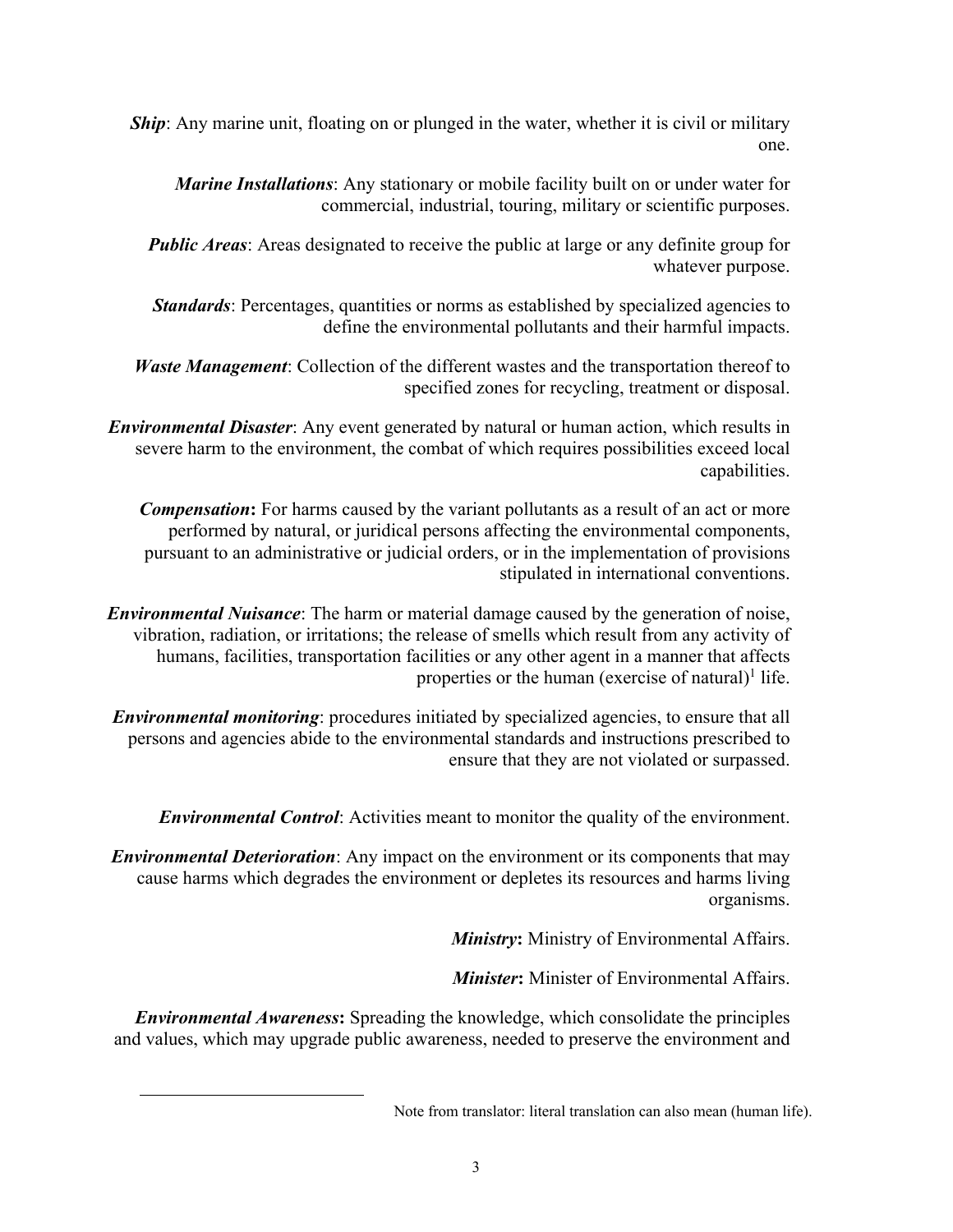***Ship***: Any marine unit, floating on or plunged in the water, whether it is civil or military one.

***Marine Installations***: Any stationary or mobile facility built on or under water for commercial, industrial, touring, military or scientific purposes.

***Public Areas***: Areas designated to receive the public at large or any definite group for whatever purpose.

***Standards***: Percentages, quantities or norms as established by specialized agencies to define the environmental pollutants and their harmful impacts.

***Waste Management***: Collection of the different wastes and the transportation thereof to specified zones for recycling, treatment or disposal.

***Environmental Disaster***: Any event generated by natural or human action, which results in severe harm to the environment, the combat of which requires possibilities exceed local capabilities.

***Compensation*****:** For harms caused by the variant pollutants as a result of an act or more performed by natural, or juridical persons affecting the environmental components, pursuant to an administrative or judicial orders, or in the implementation of provisions stipulated in international conventions.

***Environmental Nuisance***: The harm or material damage caused by the generation of noise, vibration, radiation, or irritations; the release of smells which result from any activity of humans, facilities, transportation facilities or any other agent in a manner that affects properties or the human (exercise of natural)[1] life.

***Environmental monitoring***: procedures initiated by specialized agencies, to ensure that all persons and agencies abide to the environmental standards and instructions prescribed to ensure that they are not violated or surpassed.

***Environmental Control***: Activities meant to monitor the quality of the environment.

***Environmental Deterioration***: Any impact on the environment or its components that may cause harms which degrades the environment or depletes its resources and harms living organisms.

***Ministry*****:** Ministry of Environmental Affairs.

***Minister*****:** Minister of Environmental Affairs.

***Environmental Awareness*****:** Spreading the knowledge, which consolidate the principles and values, which may upgrade public awareness, needed to preserve the environment and

---

[1] Note from translator: literal translation can also mean (human life).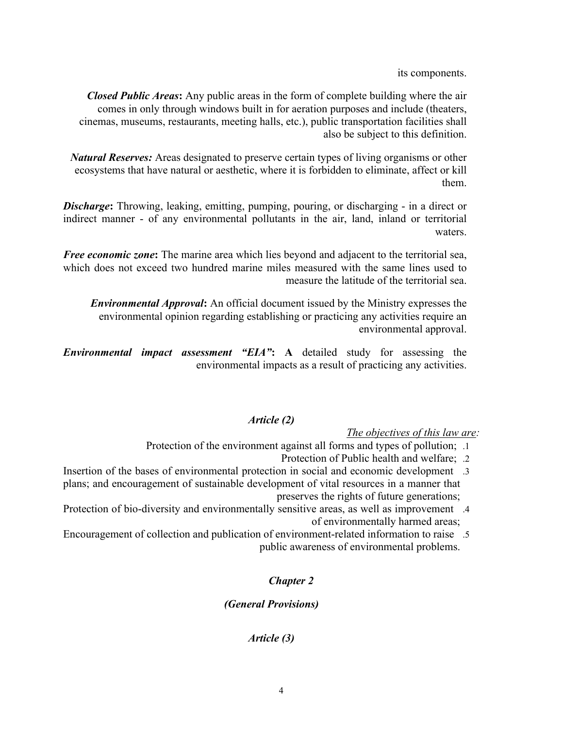its components.

***Closed Public Areas*:** Any public areas in the form of complete building where the air comes in only through windows built in for aeration purposes and include (theaters, cinemas, museums, restaurants, meeting halls, etc.), public transportation facilities shall also be subject to this definition.

***Natural Reserves:*** Areas designated to preserve certain types of living organisms or other ecosystems that have natural or aesthetic, where it is forbidden to eliminate, affect or kill them.

***Discharge*:** Throwing, leaking, emitting, pumping, pouring, or discharging - in a direct or indirect manner - of any environmental pollutants in the air, land, inland or territorial waters.

***Free economic zone*:** The marine area which lies beyond and adjacent to the territorial sea, which does not exceed two hundred marine miles measured with the same lines used to measure the latitude of the territorial sea.

***Environmental Approval*:** An official document issued by the Ministry expresses the environmental opinion regarding establishing or practicing any activities require an environmental approval.

***Environmental impact assessment "EIA"*: A** detailed study for assessing the environmental impacts as a result of practicing any activities.

### *Article (2)*

*The objectives of this law are:*

1. Protection of the environment against all forms and types of pollution;
2. Protection of Public health and welfare;
3. Insertion of the bases of environmental protection in social and economic development plans; and encouragement of sustainable development of vital resources in a manner that preserves the rights of future generations;
4. Protection of bio-diversity and environmentally sensitive areas, as well as improvement of environmentally harmed areas;
5. Encouragement of collection and publication of environment-related information to raise public awareness of environmental problems.

## *Chapter 2*

## *(General Provisions)*

### *Article (3)*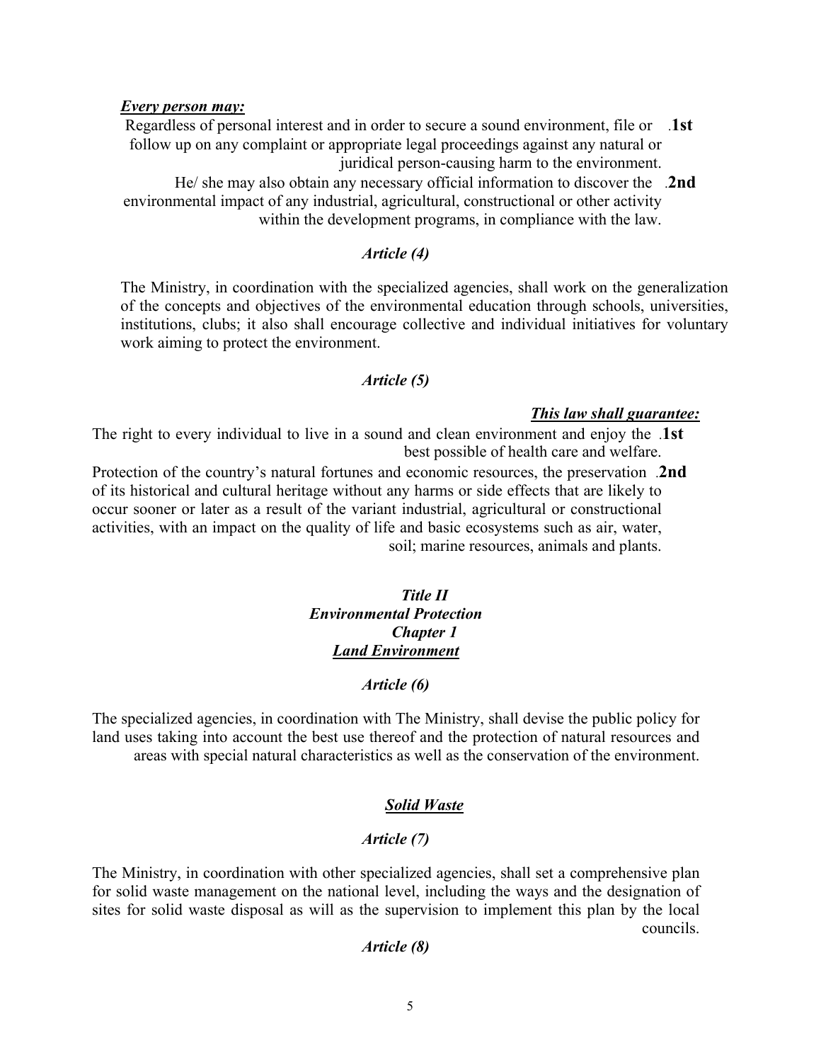***Every person may:***

**1st.** Regardless of personal interest and in order to secure a sound environment, file or follow up on any complaint or appropriate legal proceedings against any natural or juridical person-causing harm to the environment.

**2nd.** He/ she may also obtain any necessary official information to discover the environmental impact of any industrial, agricultural, constructional or other activity within the development programs, in compliance with the law.

### *Article (4)*

The Ministry, in coordination with the specialized agencies, shall work on the generalization of the concepts and objectives of the environmental education through schools, universities, institutions, clubs; it also shall encourage collective and individual initiatives for voluntary work aiming to protect the environment.

### *Article (5)*

***This law shall guarantee:***

**1st.** The right to every individual to live in a sound and clean environment and enjoy the best possible of health care and welfare.

**2nd.** Protection of the country's natural fortunes and economic resources, the preservation of its historical and cultural heritage without any harms or side effects that are likely to occur sooner or later as a result of the variant industrial, agricultural or constructional activities, with an impact on the quality of life and basic ecosystems such as air, water, soil; marine resources, animals and plants.

## *Title II*
## *Environmental Protection*
## *Chapter 1*
## ***Land Environment***

### *Article (6)*

The specialized agencies, in coordination with The Ministry, shall devise the public policy for land uses taking into account the best use thereof and the protection of natural resources and areas with special natural characteristics as well as the conservation of the environment.

### ***Solid Waste***

### *Article (7)*

The Ministry, in coordination with other specialized agencies, shall set a comprehensive plan for solid waste management on the national level, including the ways and the designation of sites for solid waste disposal as will as the supervision to implement this plan by the local councils.

### *Article (8)*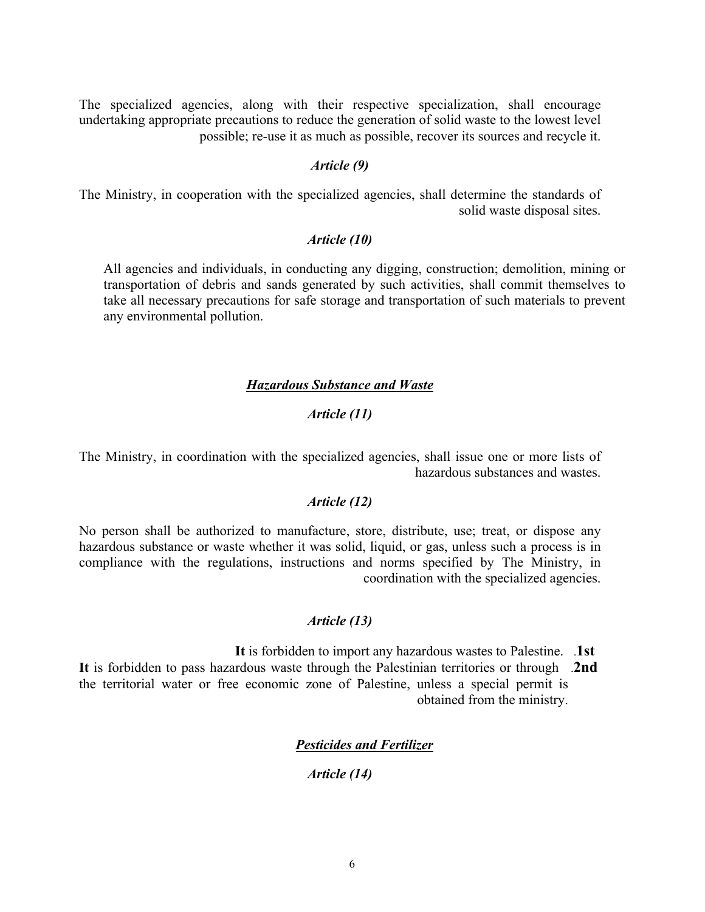The specialized agencies, along with their respective specialization, shall encourage undertaking appropriate precautions to reduce the generation of solid waste to the lowest level possible; re-use it as much as possible, recover its sources and recycle it.

### *Article (9)*

The Ministry, in cooperation with the specialized agencies, shall determine the standards of solid waste disposal sites.

### *Article (10)*

All agencies and individuals, in conducting any digging, construction; demolition, mining or transportation of debris and sands generated by such activities, shall commit themselves to take all necessary precautions for safe storage and transportation of such materials to prevent any environmental pollution.

## ***Hazardous Substance and Waste***

### *Article (11)*

The Ministry, in coordination with the specialized agencies, shall issue one or more lists of hazardous substances and wastes.

### *Article (12)*

No person shall be authorized to manufacture, store, distribute, use; treat, or dispose any hazardous substance or waste whether it was solid, liquid, or gas, unless such a process is in compliance with the regulations, instructions and norms specified by The Ministry, in coordination with the specialized agencies.

### *Article (13)*

**1st.** **It** is forbidden to import any hazardous wastes to Palestine.

**2nd.** **It** is forbidden to pass hazardous waste through the Palestinian territories or through the territorial water or free economic zone of Palestine, unless a special permit is obtained from the ministry.

## ***Pesticides and Fertilizer***

### *Article (14)*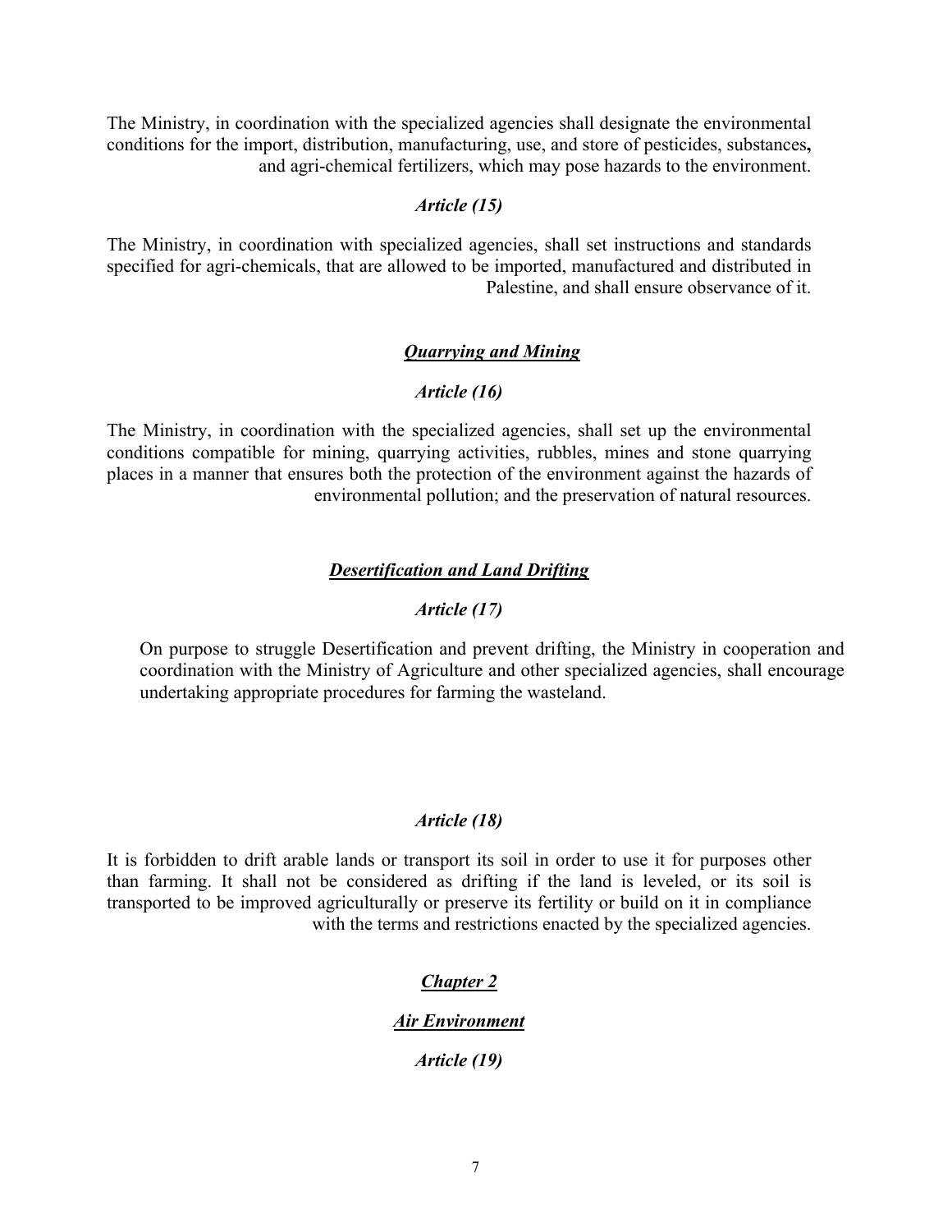The Ministry, in coordination with the specialized agencies shall designate the environmental conditions for the import, distribution, manufacturing, use, and store of pesticides, substances**,** and agri-chemical fertilizers, which may pose hazards to the environment.

***Article (15)***

The Ministry, in coordination with specialized agencies, shall set instructions and standards specified for agri-chemicals, that are allowed to be imported, manufactured and distributed in Palestine, and shall ensure observance of it.

***Quarrying and Mining***

***Article (16)***

The Ministry, in coordination with the specialized agencies, shall set up the environmental conditions compatible for mining, quarrying activities, rubbles, mines and stone quarrying places in a manner that ensures both the protection of the environment against the hazards of environmental pollution; and the preservation of natural resources.

***Desertification and Land Drifting***

***Article (17)***

On purpose to struggle Desertification and prevent drifting, the Ministry in cooperation and coordination with the Ministry of Agriculture and other specialized agencies, shall encourage undertaking appropriate procedures for farming the wasteland.

***Article (18)***

It is forbidden to drift arable lands or transport its soil in order to use it for purposes other than farming. It shall not be considered as drifting if the land is leveled, or its soil is transported to be improved agriculturally or preserve its fertility or build on it in compliance with the terms and restrictions enacted by the specialized agencies.

## ***Chapter 2***

## ***Air Environment***

***Article (19)***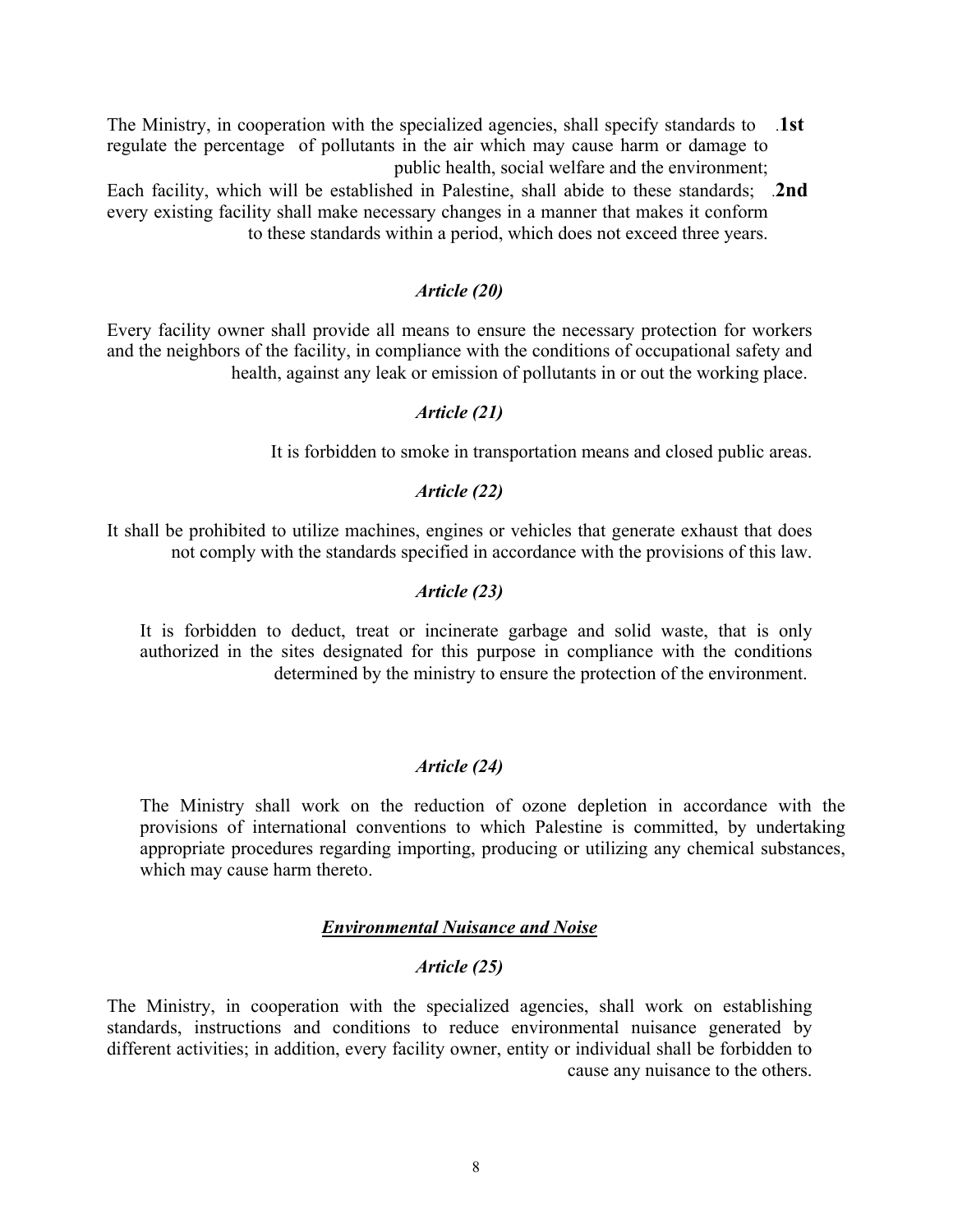1st. The Ministry, in cooperation with the specialized agencies, shall specify standards to regulate the percentage of pollutants in the air which may cause harm or damage to public health, social welfare and the environment;

2nd. Each facility, which will be established in Palestine, shall abide to these standards; every existing facility shall make necessary changes in a manner that makes it conform to these standards within a period, which does not exceed three years.

### *Article (20)*

Every facility owner shall provide all means to ensure the necessary protection for workers and the neighbors of the facility, in compliance with the conditions of occupational safety and health, against any leak or emission of pollutants in or out the working place.

### *Article (21)*

It is forbidden to smoke in transportation means and closed public areas.

### *Article (22)*

It shall be prohibited to utilize machines, engines or vehicles that generate exhaust that does not comply with the standards specified in accordance with the provisions of this law.

### *Article (23)*

It is forbidden to deduct, treat or incinerate garbage and solid waste, that is only authorized in the sites designated for this purpose in compliance with the conditions determined by the ministry to ensure the protection of the environment.

### *Article (24)*

The Ministry shall work on the reduction of ozone depletion in accordance with the provisions of international conventions to which Palestine is committed, by undertaking appropriate procedures regarding importing, producing or utilizing any chemical substances, which may cause harm thereto.

## ***Environmental Nuisance and Noise***

### *Article (25)*

The Ministry, in cooperation with the specialized agencies, shall work on establishing standards, instructions and conditions to reduce environmental nuisance generated by different activities; in addition, every facility owner, entity or individual shall be forbidden to cause any nuisance to the others.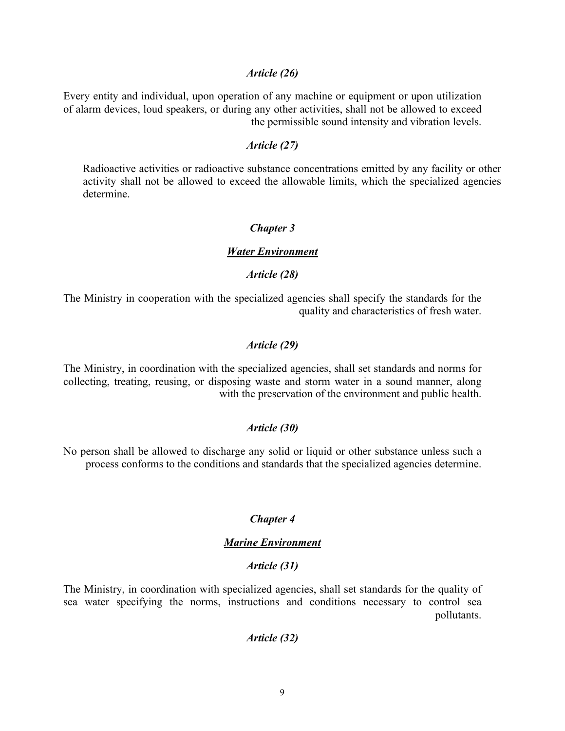### *Article (26)*

Every entity and individual, upon operation of any machine or equipment or upon utilization of alarm devices, loud speakers, or during any other activities, shall not be allowed to exceed the permissible sound intensity and vibration levels.

### *Article (27)*

Radioactive activities or radioactive substance concentrations emitted by any facility or other activity shall not be allowed to exceed the allowable limits, which the specialized agencies determine.

## *Chapter 3*

## ***Water Environment***

### *Article (28)*

The Ministry in cooperation with the specialized agencies shall specify the standards for the quality and characteristics of fresh water.

### *Article (29)*

The Ministry, in coordination with the specialized agencies, shall set standards and norms for collecting, treating, reusing, or disposing waste and storm water in a sound manner, along with the preservation of the environment and public health.

### *Article (30)*

No person shall be allowed to discharge any solid or liquid or other substance unless such a process conforms to the conditions and standards that the specialized agencies determine.

## *Chapter 4*

## ***Marine Environment***

### *Article (31)*

The Ministry, in coordination with specialized agencies, shall set standards for the quality of sea water specifying the norms, instructions and conditions necessary to control sea pollutants.

### *Article (32)*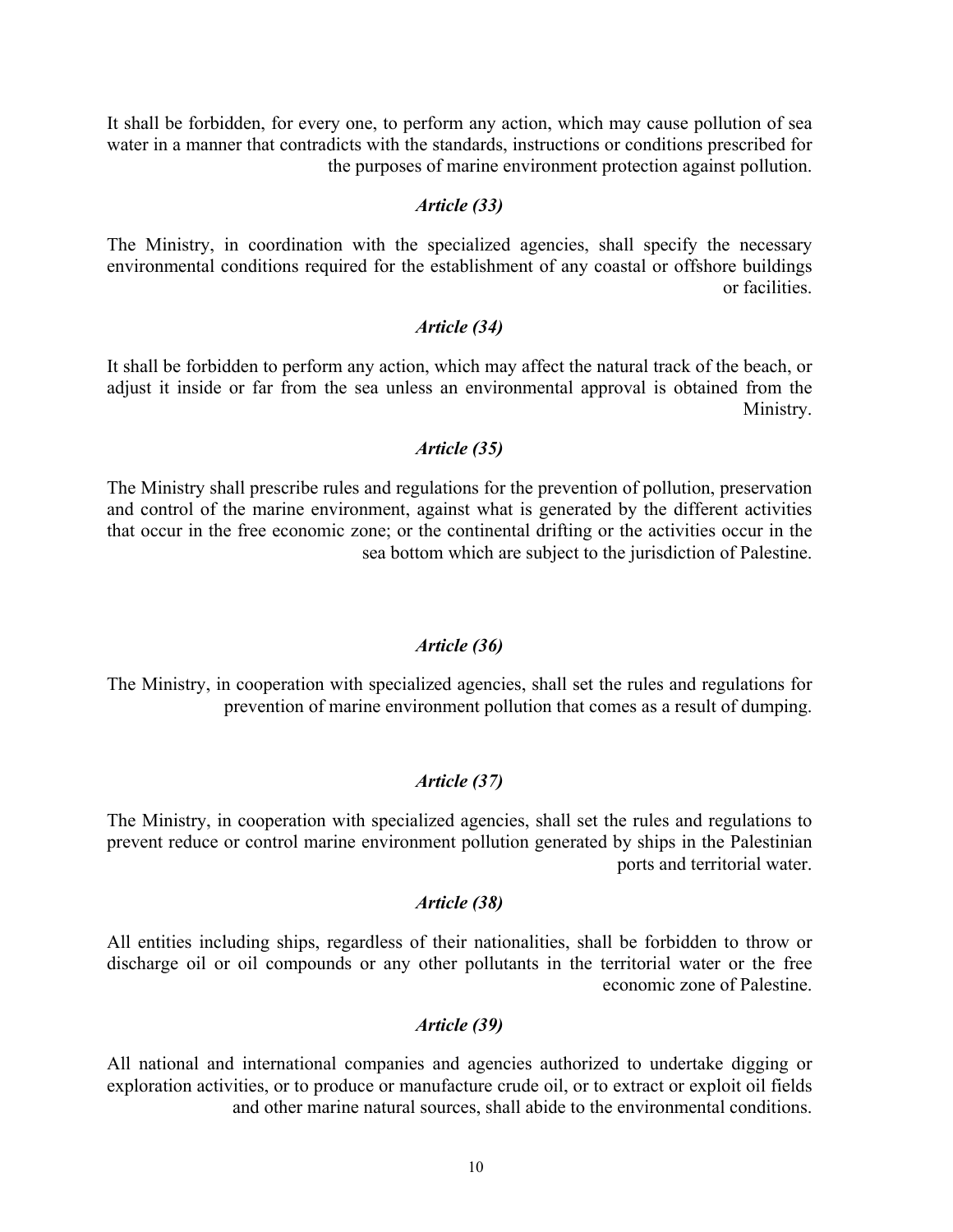It shall be forbidden, for every one, to perform any action, which may cause pollution of sea water in a manner that contradicts with the standards, instructions or conditions prescribed for the purposes of marine environment protection against pollution.

### *Article (33)*

The Ministry, in coordination with the specialized agencies, shall specify the necessary environmental conditions required for the establishment of any coastal or offshore buildings or facilities.

### *Article (34)*

It shall be forbidden to perform any action, which may affect the natural track of the beach, or adjust it inside or far from the sea unless an environmental approval is obtained from the Ministry.

### *Article (35)*

The Ministry shall prescribe rules and regulations for the prevention of pollution, preservation and control of the marine environment, against what is generated by the different activities that occur in the free economic zone; or the continental drifting or the activities occur in the sea bottom which are subject to the jurisdiction of Palestine.

### *Article (36)*

The Ministry, in cooperation with specialized agencies, shall set the rules and regulations for prevention of marine environment pollution that comes as a result of dumping.

### *Article (37)*

The Ministry, in cooperation with specialized agencies, shall set the rules and regulations to prevent reduce or control marine environment pollution generated by ships in the Palestinian ports and territorial water.

### *Article (38)*

All entities including ships, regardless of their nationalities, shall be forbidden to throw or discharge oil or oil compounds or any other pollutants in the territorial water or the free economic zone of Palestine.

### *Article (39)*

All national and international companies and agencies authorized to undertake digging or exploration activities, or to produce or manufacture crude oil, or to extract or exploit oil fields and other marine natural sources, shall abide to the environmental conditions.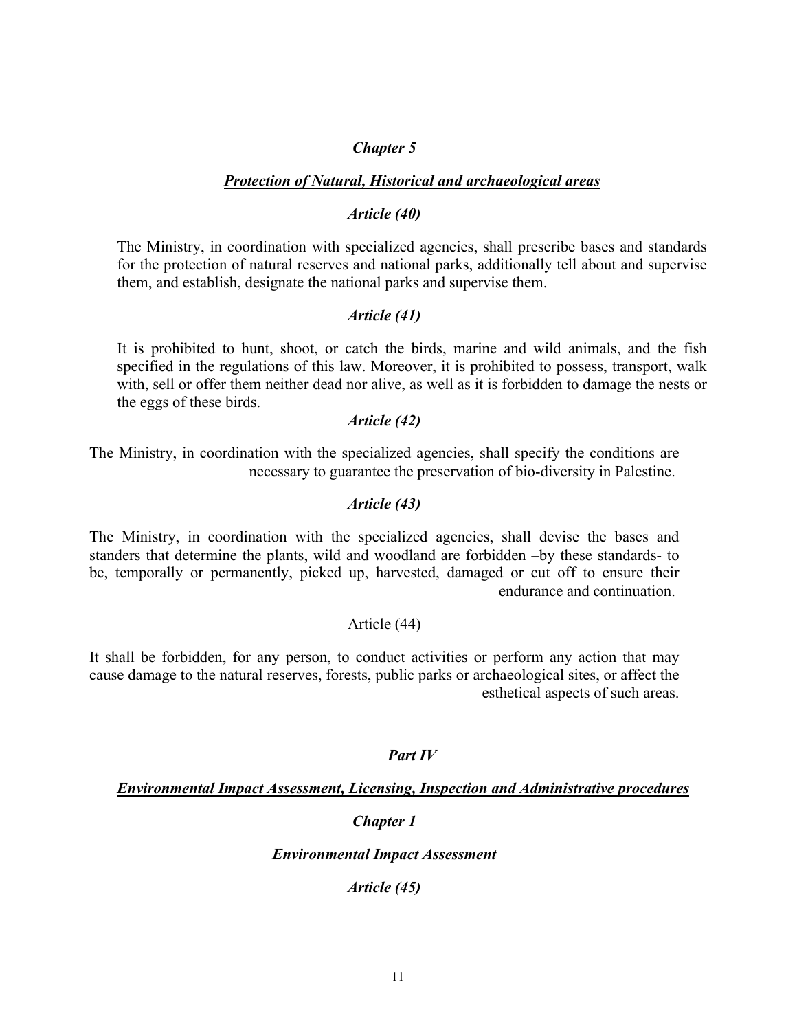## *Chapter 5*

### ***Protection of Natural, Historical and archaeological areas***

#### *Article (40)*

The Ministry, in coordination with specialized agencies, shall prescribe bases and standards for the protection of natural reserves and national parks, additionally tell about and supervise them, and establish, designate the national parks and supervise them.

#### *Article (41)*

It is prohibited to hunt, shoot, or catch the birds, marine and wild animals, and the fish specified in the regulations of this law. Moreover, it is prohibited to possess, transport, walk with, sell or offer them neither dead nor alive, as well as it is forbidden to damage the nests or the eggs of these birds.

#### *Article (42)*

The Ministry, in coordination with the specialized agencies, shall specify the conditions are necessary to guarantee the preservation of bio-diversity in Palestine.

#### *Article (43)*

The Ministry, in coordination with the specialized agencies, shall devise the bases and standers that determine the plants, wild and woodland are forbidden –by these standards- to be, temporally or permanently, picked up, harvested, damaged or cut off to ensure their endurance and continuation.

#### Article (44)

It shall be forbidden, for any person, to conduct activities or perform any action that may cause damage to the natural reserves, forests, public parks or archaeological sites, or affect the esthetical aspects of such areas.

# *Part IV*

## ***Environmental Impact Assessment, Licensing, Inspection and Administrative procedures***

## *Chapter 1*

### *Environmental Impact Assessment*

#### *Article (45)*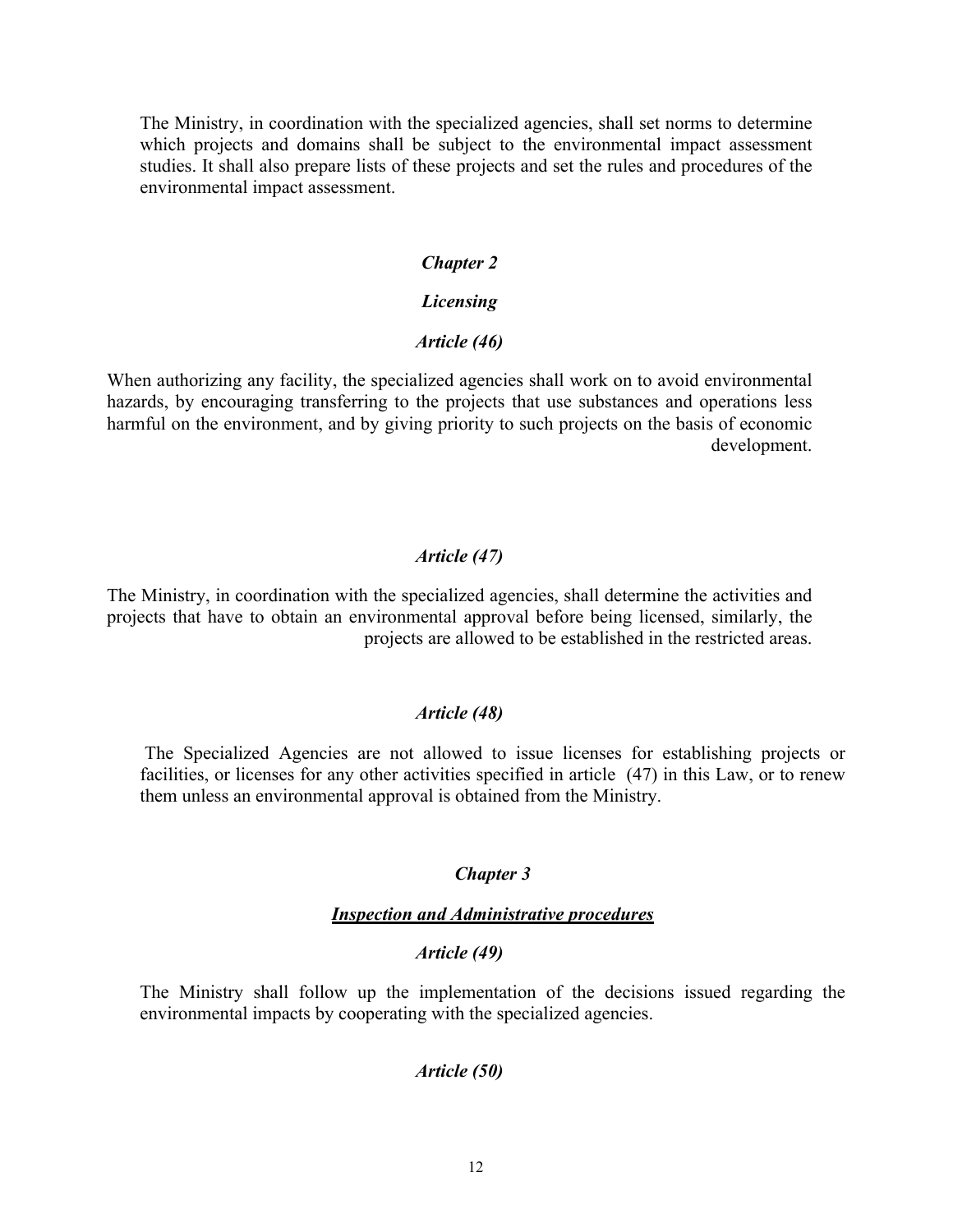The Ministry, in coordination with the specialized agencies, shall set norms to determine which projects and domains shall be subject to the environmental impact assessment studies. It shall also prepare lists of these projects and set the rules and procedures of the environmental impact assessment.

## *Chapter 2*

## *Licensing*

### *Article (46)*

When authorizing any facility, the specialized agencies shall work on to avoid environmental hazards, by encouraging transferring to the projects that use substances and operations less harmful on the environment, and by giving priority to such projects on the basis of economic development.

### *Article (47)*

The Ministry, in coordination with the specialized agencies, shall determine the activities and projects that have to obtain an environmental approval before being licensed, similarly, the projects are allowed to be established in the restricted areas.

### *Article (48)*

The Specialized Agencies are not allowed to issue licenses for establishing projects or facilities, or licenses for any other activities specified in article (47) in this Law, or to renew them unless an environmental approval is obtained from the Ministry.

## *Chapter 3*

## ***Inspection and Administrative procedures***

### *Article (49)*

The Ministry shall follow up the implementation of the decisions issued regarding the environmental impacts by cooperating with the specialized agencies.

### *Article (50)*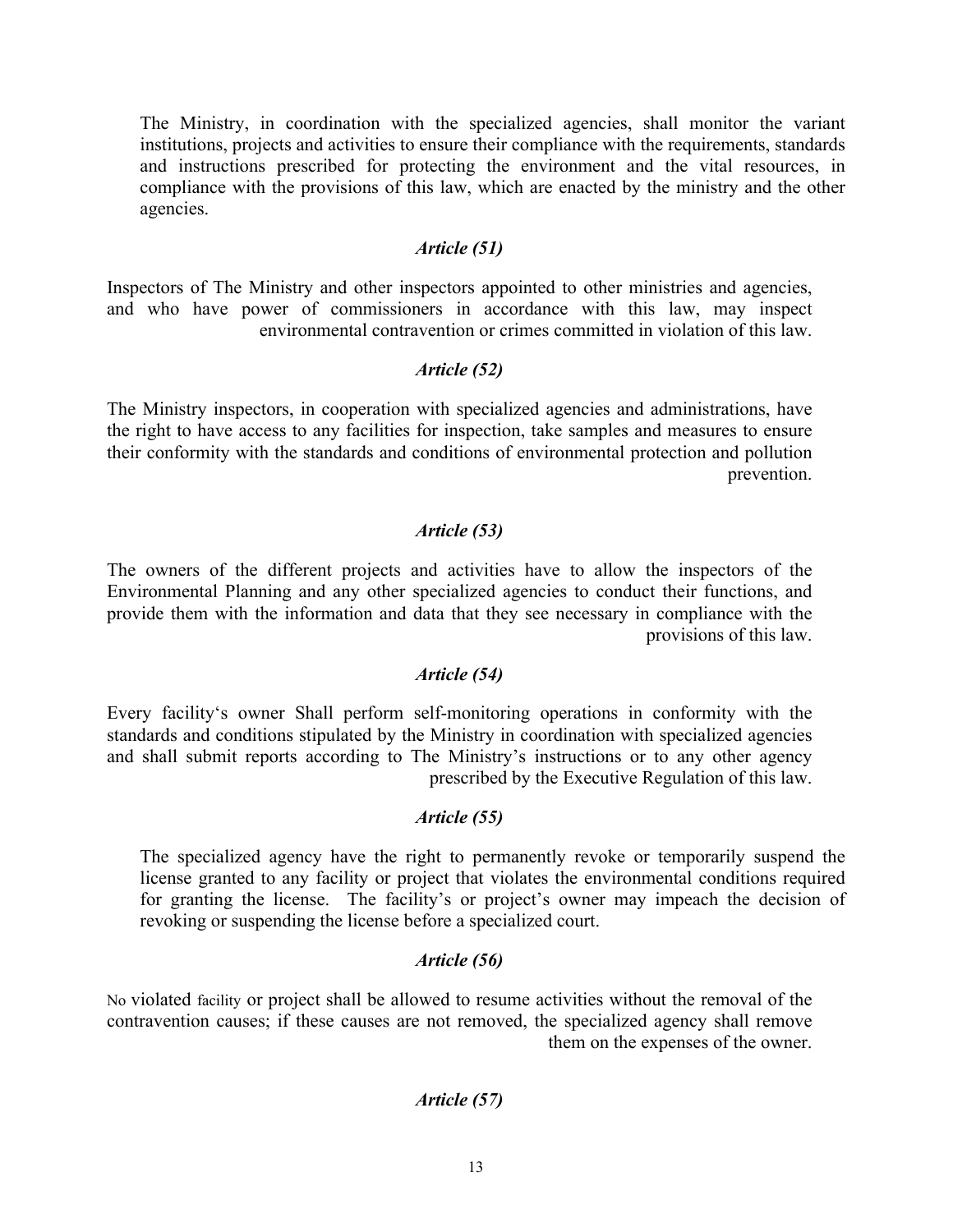The Ministry, in coordination with the specialized agencies, shall monitor the variant institutions, projects and activities to ensure their compliance with the requirements, standards and instructions prescribed for protecting the environment and the vital resources, in compliance with the provisions of this law, which are enacted by the ministry and the other agencies.

### *Article (51)*

Inspectors of The Ministry and other inspectors appointed to other ministries and agencies, and who have power of commissioners in accordance with this law, may inspect environmental contravention or crimes committed in violation of this law.

### *Article (52)*

The Ministry inspectors, in cooperation with specialized agencies and administrations, have the right to have access to any facilities for inspection, take samples and measures to ensure their conformity with the standards and conditions of environmental protection and pollution prevention.

### *Article (53)*

The owners of the different projects and activities have to allow the inspectors of the Environmental Planning and any other specialized agencies to conduct their functions, and provide them with the information and data that they see necessary in compliance with the provisions of this law.

### *Article (54)*

Every facility's owner Shall perform self-monitoring operations in conformity with the standards and conditions stipulated by the Ministry in coordination with specialized agencies and shall submit reports according to The Ministry's instructions or to any other agency prescribed by the Executive Regulation of this law.

### *Article (55)*

The specialized agency have the right to permanently revoke or temporarily suspend the license granted to any facility or project that violates the environmental conditions required for granting the license. The facility's or project's owner may impeach the decision of revoking or suspending the license before a specialized court.

### *Article (56)*

No violated facility or project shall be allowed to resume activities without the removal of the contravention causes; if these causes are not removed, the specialized agency shall remove them on the expenses of the owner.

### *Article (57)*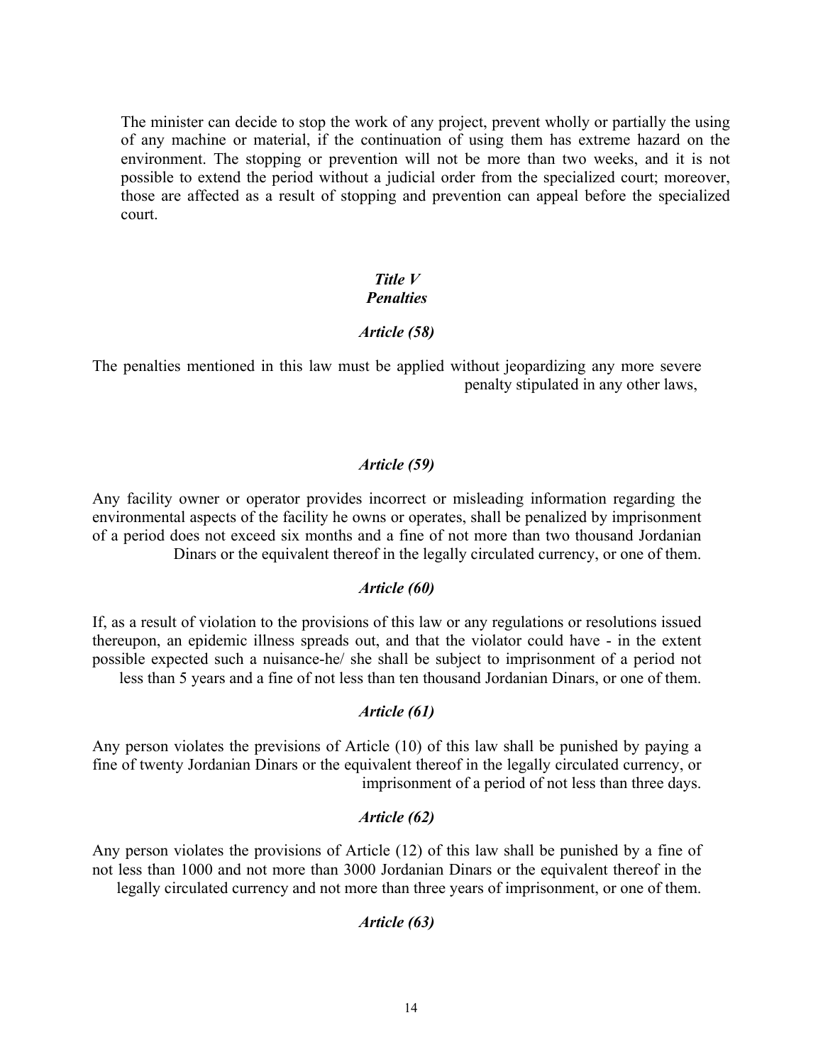The minister can decide to stop the work of any project, prevent wholly or partially the using of any machine or material, if the continuation of using them has extreme hazard on the environment. The stopping or prevention will not be more than two weeks, and it is not possible to extend the period without a judicial order from the specialized court; moreover, those are affected as a result of stopping and prevention can appeal before the specialized court.

## *Title V*
## *Penalties*

### *Article (58)*

The penalties mentioned in this law must be applied without jeopardizing any more severe penalty stipulated in any other laws,

### *Article (59)*

Any facility owner or operator provides incorrect or misleading information regarding the environmental aspects of the facility he owns or operates, shall be penalized by imprisonment of a period does not exceed six months and a fine of not more than two thousand Jordanian Dinars or the equivalent thereof in the legally circulated currency, or one of them.

### *Article (60)*

If, as a result of violation to the provisions of this law or any regulations or resolutions issued thereupon, an epidemic illness spreads out, and that the violator could have - in the extent possible expected such a nuisance-he/ she shall be subject to imprisonment of a period not less than 5 years and a fine of not less than ten thousand Jordanian Dinars, or one of them.

### *Article (61)*

Any person violates the previsions of Article (10) of this law shall be punished by paying a fine of twenty Jordanian Dinars or the equivalent thereof in the legally circulated currency, or imprisonment of a period of not less than three days.

### *Article (62)*

Any person violates the provisions of Article (12) of this law shall be punished by a fine of not less than 1000 and not more than 3000 Jordanian Dinars or the equivalent thereof in the legally circulated currency and not more than three years of imprisonment, or one of them.

### *Article (63)*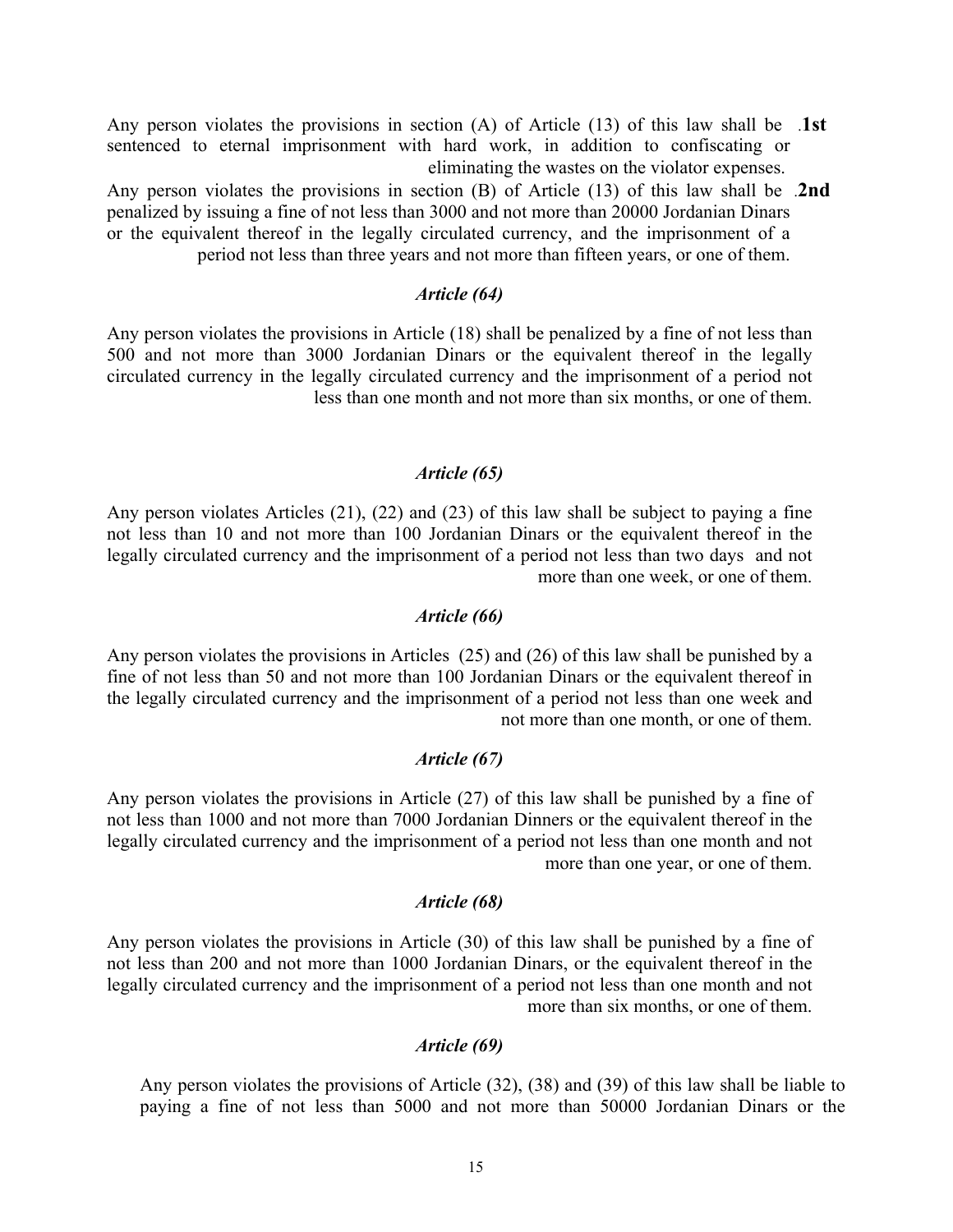**1st.** Any person violates the provisions in section (A) of Article (13) of this law shall be sentenced to eternal imprisonment with hard work, in addition to confiscating or eliminating the wastes on the violator expenses.

**2nd.** Any person violates the provisions in section (B) of Article (13) of this law shall be penalized by issuing a fine of not less than 3000 and not more than 20000 Jordanian Dinars or the equivalent thereof in the legally circulated currency, and the imprisonment of a period not less than three years and not more than fifteen years, or one of them.

### *Article (64)*

Any person violates the provisions in Article (18) shall be penalized by a fine of not less than 500 and not more than 3000 Jordanian Dinars or the equivalent thereof in the legally circulated currency in the legally circulated currency and the imprisonment of a period not less than one month and not more than six months, or one of them.

### *Article (65)*

Any person violates Articles (21), (22) and (23) of this law shall be subject to paying a fine not less than 10 and not more than 100 Jordanian Dinars or the equivalent thereof in the legally circulated currency and the imprisonment of a period not less than two days and not more than one week, or one of them.

### *Article (66)*

Any person violates the provisions in Articles (25) and (26) of this law shall be punished by a fine of not less than 50 and not more than 100 Jordanian Dinars or the equivalent thereof in the legally circulated currency and the imprisonment of a period not less than one week and not more than one month, or one of them.

### *Article (67)*

Any person violates the provisions in Article (27) of this law shall be punished by a fine of not less than 1000 and not more than 7000 Jordanian Dinners or the equivalent thereof in the legally circulated currency and the imprisonment of a period not less than one month and not more than one year, or one of them.

### *Article (68)*

Any person violates the provisions in Article (30) of this law shall be punished by a fine of not less than 200 and not more than 1000 Jordanian Dinars, or the equivalent thereof in the legally circulated currency and the imprisonment of a period not less than one month and not more than six months, or one of them.

### *Article (69)*

Any person violates the provisions of Article (32), (38) and (39) of this law shall be liable to paying a fine of not less than 5000 and not more than 50000 Jordanian Dinars or the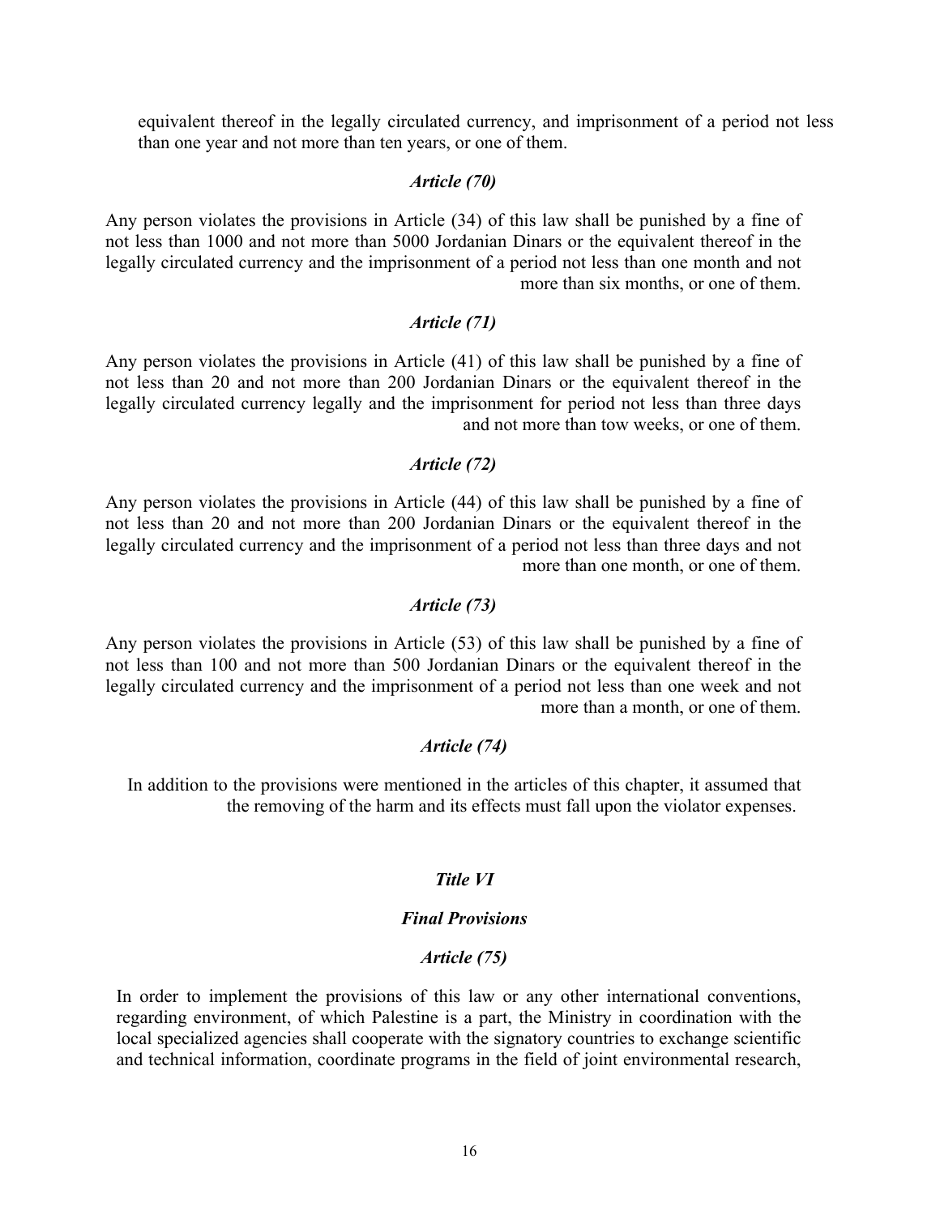equivalent thereof in the legally circulated currency, and imprisonment of a period not less than one year and not more than ten years, or one of them.

### *Article (70)*

Any person violates the provisions in Article (34) of this law shall be punished by a fine of not less than 1000 and not more than 5000 Jordanian Dinars or the equivalent thereof in the legally circulated currency and the imprisonment of a period not less than one month and not more than six months, or one of them.

### *Article (71)*

Any person violates the provisions in Article (41) of this law shall be punished by a fine of not less than 20 and not more than 200 Jordanian Dinars or the equivalent thereof in the legally circulated currency legally and the imprisonment for period not less than three days and not more than tow weeks, or one of them.

### *Article (72)*

Any person violates the provisions in Article (44) of this law shall be punished by a fine of not less than 20 and not more than 200 Jordanian Dinars or the equivalent thereof in the legally circulated currency and the imprisonment of a period not less than three days and not more than one month, or one of them.

### *Article (73)*

Any person violates the provisions in Article (53) of this law shall be punished by a fine of not less than 100 and not more than 500 Jordanian Dinars or the equivalent thereof in the legally circulated currency and the imprisonment of a period not less than one week and not more than a month, or one of them.

### *Article (74)*

In addition to the provisions were mentioned in the articles of this chapter, it assumed that the removing of the harm and its effects must fall upon the violator expenses.

## *Title VI*

## *Final Provisions*

### *Article (75)*

In order to implement the provisions of this law or any other international conventions, regarding environment, of which Palestine is a part, the Ministry in coordination with the local specialized agencies shall cooperate with the signatory countries to exchange scientific and technical information, coordinate programs in the field of joint environmental research,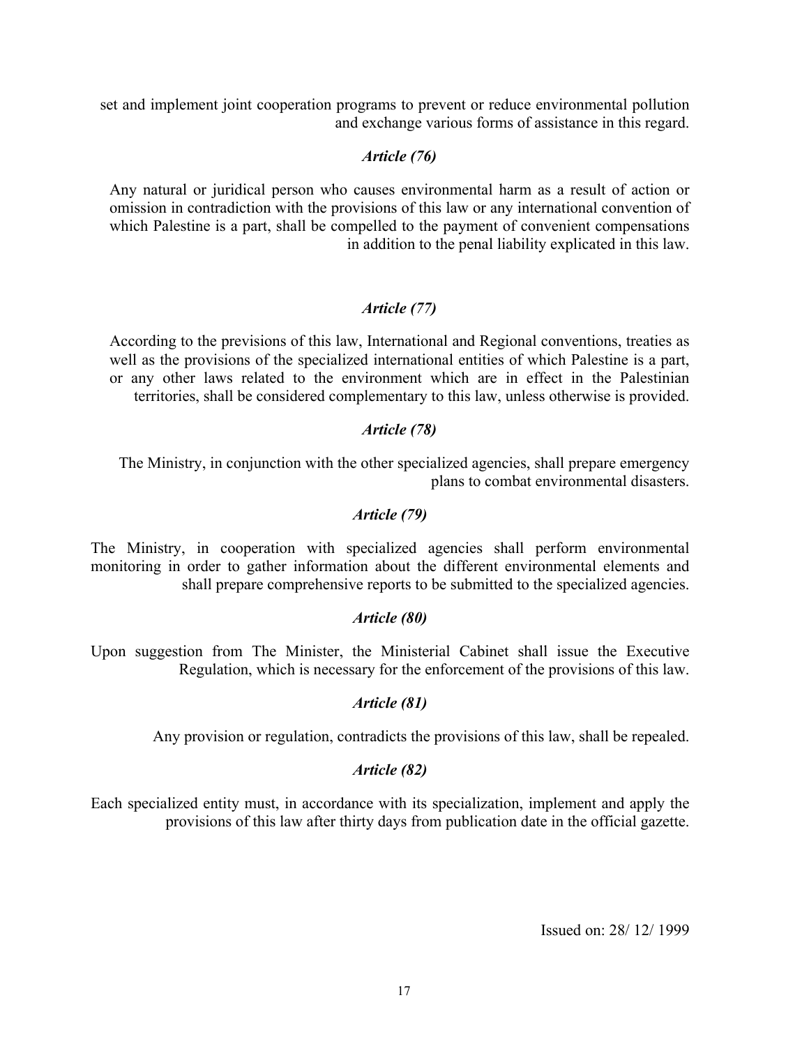set and implement joint cooperation programs to prevent or reduce environmental pollution and exchange various forms of assistance in this regard.

### *Article (76)*

Any natural or juridical person who causes environmental harm as a result of action or omission in contradiction with the provisions of this law or any international convention of which Palestine is a part, shall be compelled to the payment of convenient compensations in addition to the penal liability explicated in this law.

### *Article (77)*

According to the previsions of this law, International and Regional conventions, treaties as well as the provisions of the specialized international entities of which Palestine is a part, or any other laws related to the environment which are in effect in the Palestinian territories, shall be considered complementary to this law, unless otherwise is provided.

### *Article (78)*

The Ministry, in conjunction with the other specialized agencies, shall prepare emergency plans to combat environmental disasters.

### *Article (79)*

The Ministry, in cooperation with specialized agencies shall perform environmental monitoring in order to gather information about the different environmental elements and shall prepare comprehensive reports to be submitted to the specialized agencies.

### *Article (80)*

Upon suggestion from The Minister, the Ministerial Cabinet shall issue the Executive Regulation, which is necessary for the enforcement of the provisions of this law.

### *Article (81)*

Any provision or regulation, contradicts the provisions of this law, shall be repealed.

### *Article (82)*

Each specialized entity must, in accordance with its specialization, implement and apply the provisions of this law after thirty days from publication date in the official gazette.

Issued on: 28/ 12/ 1999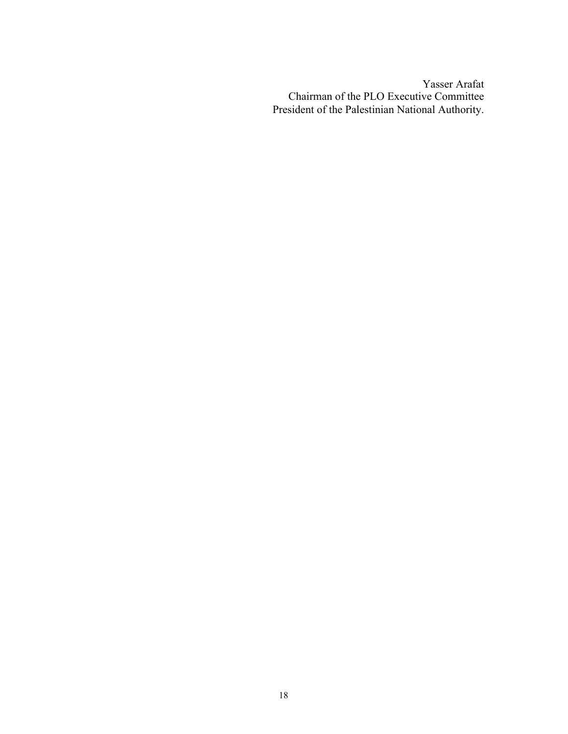Yasser Arafat
Chairman of the PLO Executive Committee
President of the Palestinian National Authority.